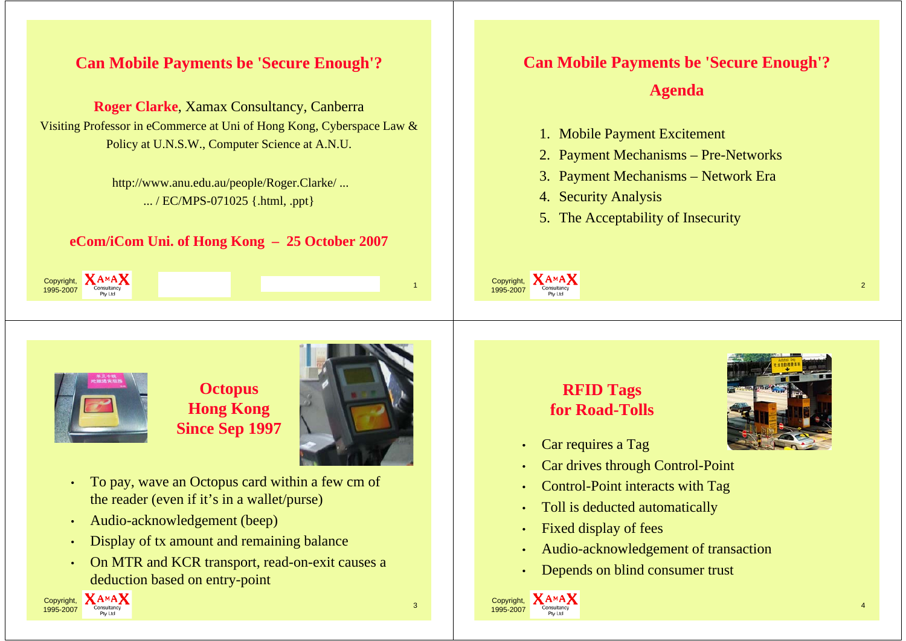## Can Mobile Payments be 'Secure Enough'?

**Roger Clarke**, Xamax Consultancy, Canberra

Visiting Professor in eCommerce at Uni of Hong Kong, Cyberspace Law & Policy at U.N.S.W., Computer Science at A.N.U.

http://www.anu.edu.au/people/Roger.Clarke/ ...
... / EC/MPS-071025 {.html, .ppt}

**eCom/iCom Uni. of Hong Kong – 25 October 2007**

Copyright, 1995-2007 XAMAX Consultancy Pty Ltd

## Can Mobile Payments be 'Secure Enough'?
## Agenda

1. Mobile Payment Excitement
2. Payment Mechanisms – Pre-Networks
3. Payment Mechanisms – Network Era
4. Security Analysis
5. The Acceptability of Insecurity

Copyright, 1995-2007 XAMAX Consultancy Pty Ltd

## Octopus Hong Kong Since Sep 1997

- To pay, wave an Octopus card within a few cm of the reader (even if it's in a wallet/purse)
- Audio-acknowledgement (beep)
- Display of tx amount and remaining balance
- On MTR and KCR transport, read-on-exit causes a deduction based on entry-point

Copyright, 1995-2007 XAMAX Consultancy Pty Ltd

## RFID Tags for Road-Tolls

- Car requires a Tag
- Car drives through Control-Point
- Control-Point interacts with Tag
- Toll is deducted automatically
- Fixed display of fees
- Audio-acknowledgement of transaction
- Depends on blind consumer trust

Copyright, 1995-2007 XAMAX Consultancy Pty Ltd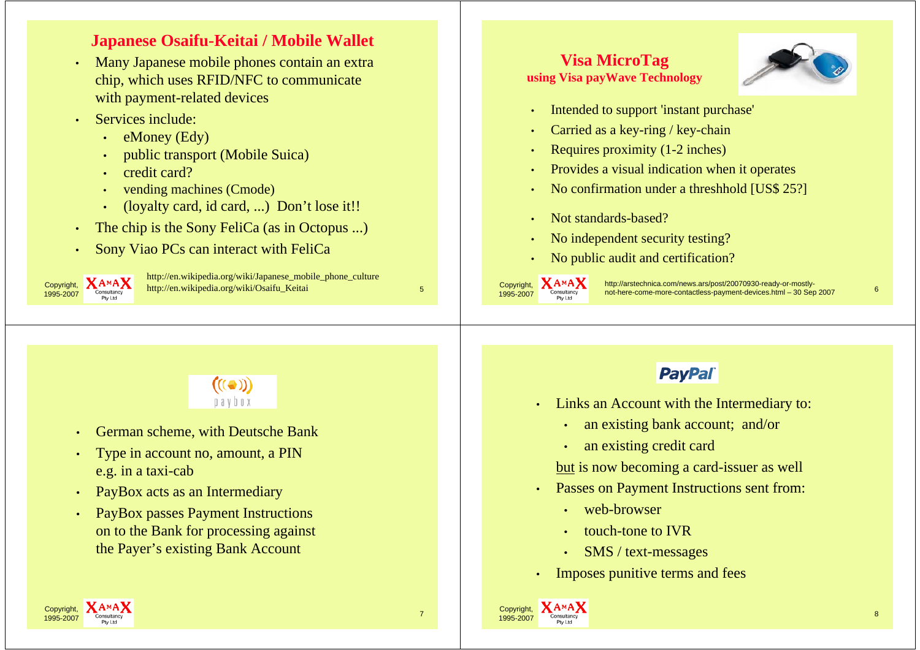## Japanese Osaifu-Keitai / Mobile Wallet

- Many Japanese mobile phones contain an extra chip, which uses RFID/NFC to communicate with payment-related devices
- Services include:
  - eMoney (Edy)
  - public transport (Mobile Suica)
  - credit card?
  - vending machines (Cmode)
  - (loyalty card, id card, ...) Don't lose it!!
- The chip is the Sony FeliCa (as in Octopus ...)
- Sony Viao PCs can interact with FeliCa

http://en.wikipedia.org/wiki/Japanese_mobile_phone_culture
http://en.wikipedia.org/wiki/Osaifu_Keitai

## Visa MicroTag

### using Visa payWave Technology

- Intended to support 'instant purchase'
- Carried as a key-ring / key-chain
- Requires proximity (1-2 inches)
- Provides a visual indication when it operates
- No confirmation under a threshhold [US$ 25?]
- Not standards-based?
- No independent security testing?
- No public audit and certification?

http://arstechnica.com/news.ars/post/20070930-ready-or-mostly-not-here-come-more-contactless-payment-devices.html – 30 Sep 2007

## paybox

- German scheme, with Deutsche Bank
- Type in account no, amount, a PIN e.g. in a taxi-cab
- PayBox acts as an Intermediary
- PayBox passes Payment Instructions on to the Bank for processing against the Payer's existing Bank Account

## PayPal

- Links an Account with the Intermediary to:
  - an existing bank account; and/or
  - an existing credit card

  but is now becoming a card-issuer as well
- Passes on Payment Instructions sent from:
  - web-browser
  - touch-tone to IVR
  - SMS / text-messages
- Imposes punitive terms and fees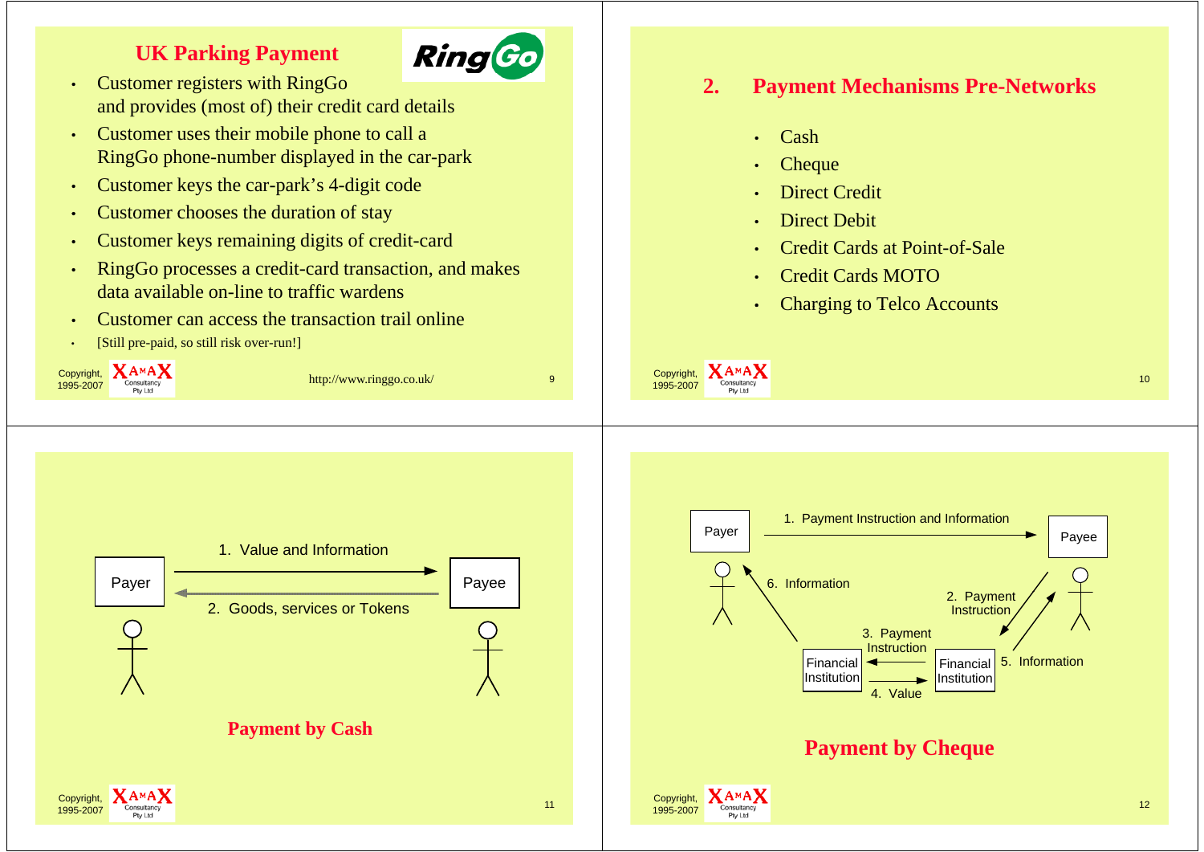## UK Parking Payment

RingGo

- Customer registers with RingGo and provides (most of) their credit card details
- Customer uses their mobile phone to call a RingGo phone-number displayed in the car-park
- Customer keys the car-park's 4-digit code
- Customer chooses the duration of stay
- Customer keys remaining digits of credit-card
- RingGo processes a credit-card transaction, and makes data available on-line to traffic wardens
- Customer can access the transaction trail online
- [Still pre-paid, so still risk over-run!]

http://www.ringgo.co.uk/

## 2. Payment Mechanisms Pre-Networks

- Cash
- Cheque
- Direct Credit
- Direct Debit
- Credit Cards at Point-of-Sale
- Credit Cards MOTO
- Charging to Telco Accounts

Payer → Payee: 1. Value and Information

Payee → Payer: 2. Goods, services or Tokens

**Payment by Cash**

Payer → Payee: 1. Payment Instruction and Information

Payee → Financial Institution: 2. Payment Instruction

Financial Institution → Financial Institution: 3. Payment Instruction

Financial Institution → Financial Institution: 4. Value

Financial Institution → Payee: 5. Information

Financial Institution → Payer: 6. Information

**Payment by Cheque**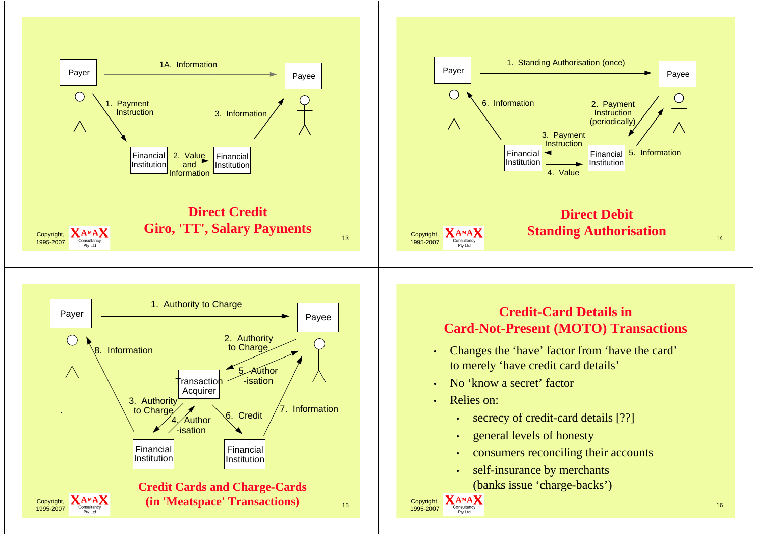## Direct Credit
## Giro, 'TT', Salary Payments

- Payer → Payee: 1A. Information
- Payer → Financial Institution: 1. Payment Instruction
- Financial Institution → Financial Institution: 2. Value and Information
- Financial Institution → Payee: 3. Information

Copyright, 1995-2007 XAMAX Consultancy Pty Ltd

## Direct Debit
## Standing Authorisation

- Payer → Payee: 1. Standing Authorisation (once)
- Payee → Financial Institution: 2. Payment Instruction (periodically)
- Financial Institution → Financial Institution: 3. Payment Instruction
- Financial Institution → Financial Institution: 4. Value
- Financial Institution → Payee: 5. Information
- Financial Institution → Payer: 6. Information

Copyright, 1995-2007 XAMAX Consultancy Pty Ltd

## Credit Cards and Charge-Cards
## (in 'Meatspace' Transactions)

- Payer → Payee: 1. Authority to Charge
- Payee → Transaction Acquirer: 2. Authority to Charge
- Transaction Acquirer → Financial Institution: 3. Authority to Charge
- Financial Institution → Transaction Acquirer: 4. Author-isation
- Transaction Acquirer → Payee: 5. Author-isation
- Transaction Acquirer → Financial Institution: 6. Credit
- Financial Institution → Payee: 7. Information
- Financial Institution → Payer: 8. Information

Copyright, 1995-2007 XAMAX Consultancy Pty Ltd

## Credit-Card Details in Card-Not-Present (MOTO) Transactions

- Changes the 'have' factor from 'have the card' to merely 'have credit card details'
- No 'know a secret' factor
- Relies on:
  - secrecy of credit-card details [??]
  - general levels of honesty
  - consumers reconciling their accounts
  - self-insurance by merchants (banks issue 'charge-backs')

Copyright, 1995-2007 XAMAX Consultancy Pty Ltd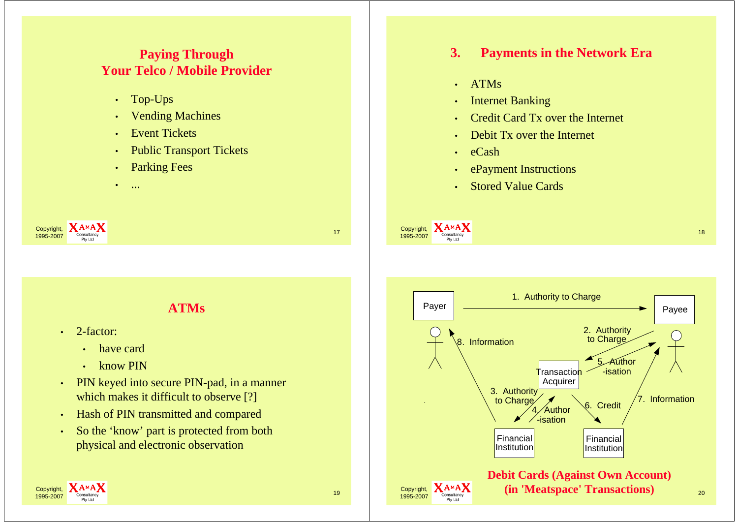## Paying Through Your Telco / Mobile Provider

- Top-Ups
- Vending Machines
- Event Tickets
- Public Transport Tickets
- Parking Fees
- ...

## 3. Payments in the Network Era

- ATMs
- Internet Banking
- Credit Card Tx over the Internet
- Debit Tx over the Internet
- eCash
- ePayment Instructions
- Stored Value Cards

## ATMs

- 2-factor:
  - have card
  - know PIN
- PIN keyed into secure PIN-pad, in a manner which makes it difficult to observe [?]
- Hash of PIN transmitted and compared
- So the 'know' part is protected from both physical and electronic observation

Payer

Payee

1. Authority to Charge
2. Authority to Charge
3. Authority to Charge
4. Author -isation
5. Author -isation
6. Credit
7. Information
8. Information

Transaction Acquirer

Financial Institution

Financial Institution

**Debit Cards (Against Own Account) (in 'Meatspace' Transactions)**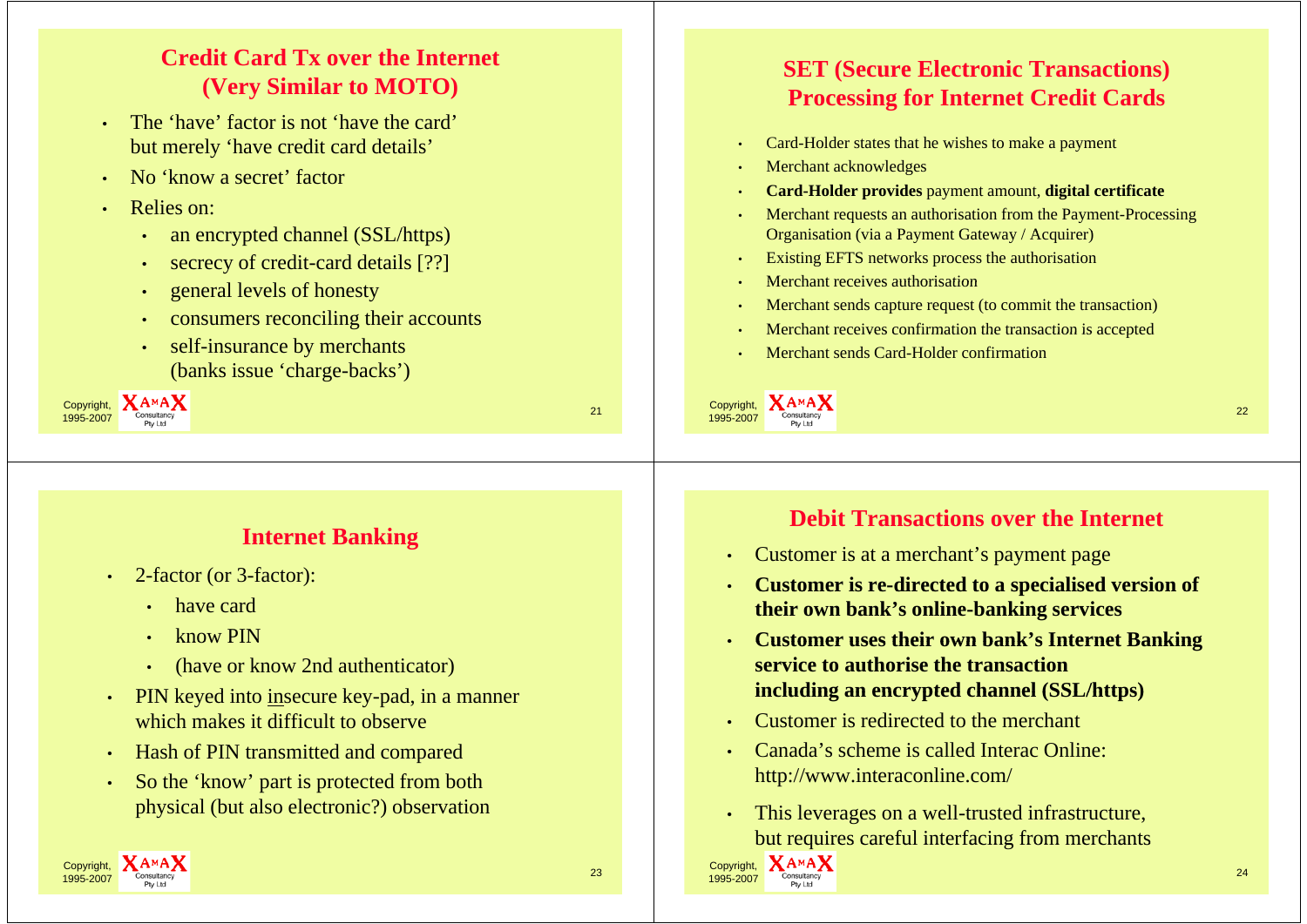## Credit Card Tx over the Internet (Very Similar to MOTO)

- The 'have' factor is not 'have the card' but merely 'have credit card details'
- No 'know a secret' factor
- Relies on:
  - an encrypted channel (SSL/https)
  - secrecy of credit-card details [??]
  - general levels of honesty
  - consumers reconciling their accounts
  - self-insurance by merchants (banks issue 'charge-backs')

Copyright, 1995-2007 XAMAX Consultancy Pty Ltd

## SET (Secure Electronic Transactions) Processing for Internet Credit Cards

- Card-Holder states that he wishes to make a payment
- Merchant acknowledges
- **Card-Holder provides** payment amount, **digital certificate**
- Merchant requests an authorisation from the Payment-Processing Organisation (via a Payment Gateway / Acquirer)
- Existing EFTS networks process the authorisation
- Merchant receives authorisation
- Merchant sends capture request (to commit the transaction)
- Merchant receives confirmation the transaction is accepted
- Merchant sends Card-Holder confirmation

Copyright, 1995-2007 XAMAX Consultancy Pty Ltd

## Internet Banking

- 2-factor (or 3-factor):
  - have card
  - know PIN
  - (have or know 2nd authenticator)
- PIN keyed into insecure key-pad, in a manner which makes it difficult to observe
- Hash of PIN transmitted and compared
- So the 'know' part is protected from both physical (but also electronic?) observation

Copyright, 1995-2007 XAMAX Consultancy Pty Ltd

## Debit Transactions over the Internet

- Customer is at a merchant's payment page
- **Customer is re-directed to a specialised version of their own bank's online-banking services**
- **Customer uses their own bank's Internet Banking service to authorise the transaction including an encrypted channel (SSL/https)**
- Customer is redirected to the merchant
- Canada's scheme is called Interac Online: http://www.interaconline.com/
- This leverages on a well-trusted infrastructure, but requires careful interfacing from merchants

Copyright, 1995-2007 XAMAX Consultancy Pty Ltd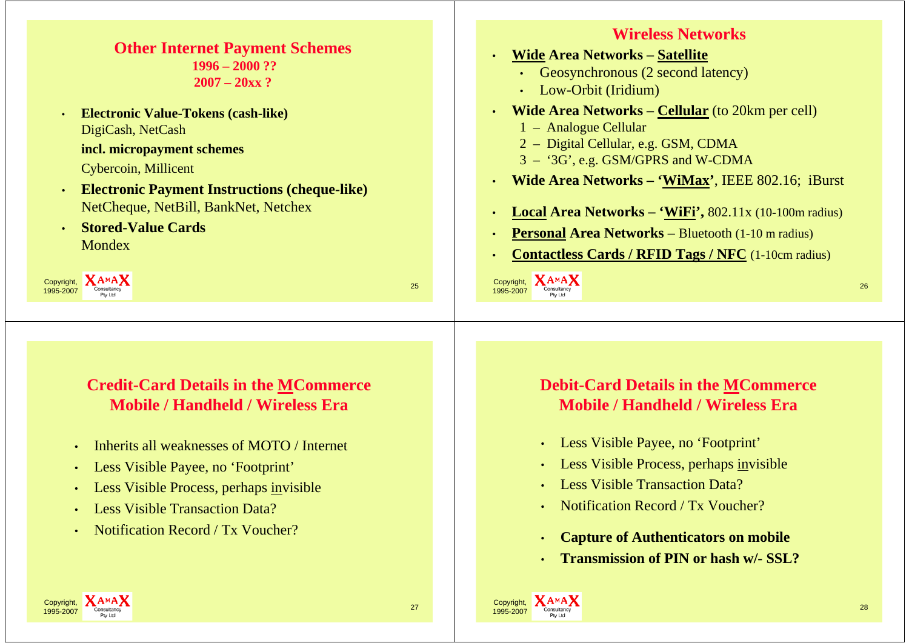## Other Internet Payment Schemes

**1996 – 2000 ??**
**2007 – 20xx ?**

- **Electronic Value-Tokens (cash-like)**
  DigiCash, NetCash
  **incl. micropayment schemes**
  Cybercoin, Millicent
- **Electronic Payment Instructions (cheque-like)**
  NetCheque, NetBill, BankNet, Netchex
- **Stored-Value Cards**
  Mondex

## Wireless Networks

- **Wide Area Networks – Satellite**
  - Geosynchronous (2 second latency)
  - Low-Orbit (Iridium)
- **Wide Area Networks – Cellular** (to 20km per cell)
  1 – Analogue Cellular
  2 – Digital Cellular, e.g. GSM, CDMA
  3 – '3G', e.g. GSM/GPRS and W-CDMA
- **Wide Area Networks – 'WiMax'**, IEEE 802.16; iBurst
- **Local Area Networks – 'WiFi',** 802.11x (10-100m radius)
- **Personal Area Networks** – Bluetooth (1-10 m radius)
- **Contactless Cards / RFID Tags / NFC** (1-10cm radius)

## Credit-Card Details in the MCommerce Mobile / Handheld / Wireless Era

- Inherits all weaknesses of MOTO / Internet
- Less Visible Payee, no 'Footprint'
- Less Visible Process, perhaps invisible
- Less Visible Transaction Data?
- Notification Record / Tx Voucher?

## Debit-Card Details in the MCommerce Mobile / Handheld / Wireless Era

- Less Visible Payee, no 'Footprint'
- Less Visible Process, perhaps invisible
- Less Visible Transaction Data?
- Notification Record / Tx Voucher?
- **Capture of Authenticators on mobile**
- **Transmission of PIN or hash w/- SSL?**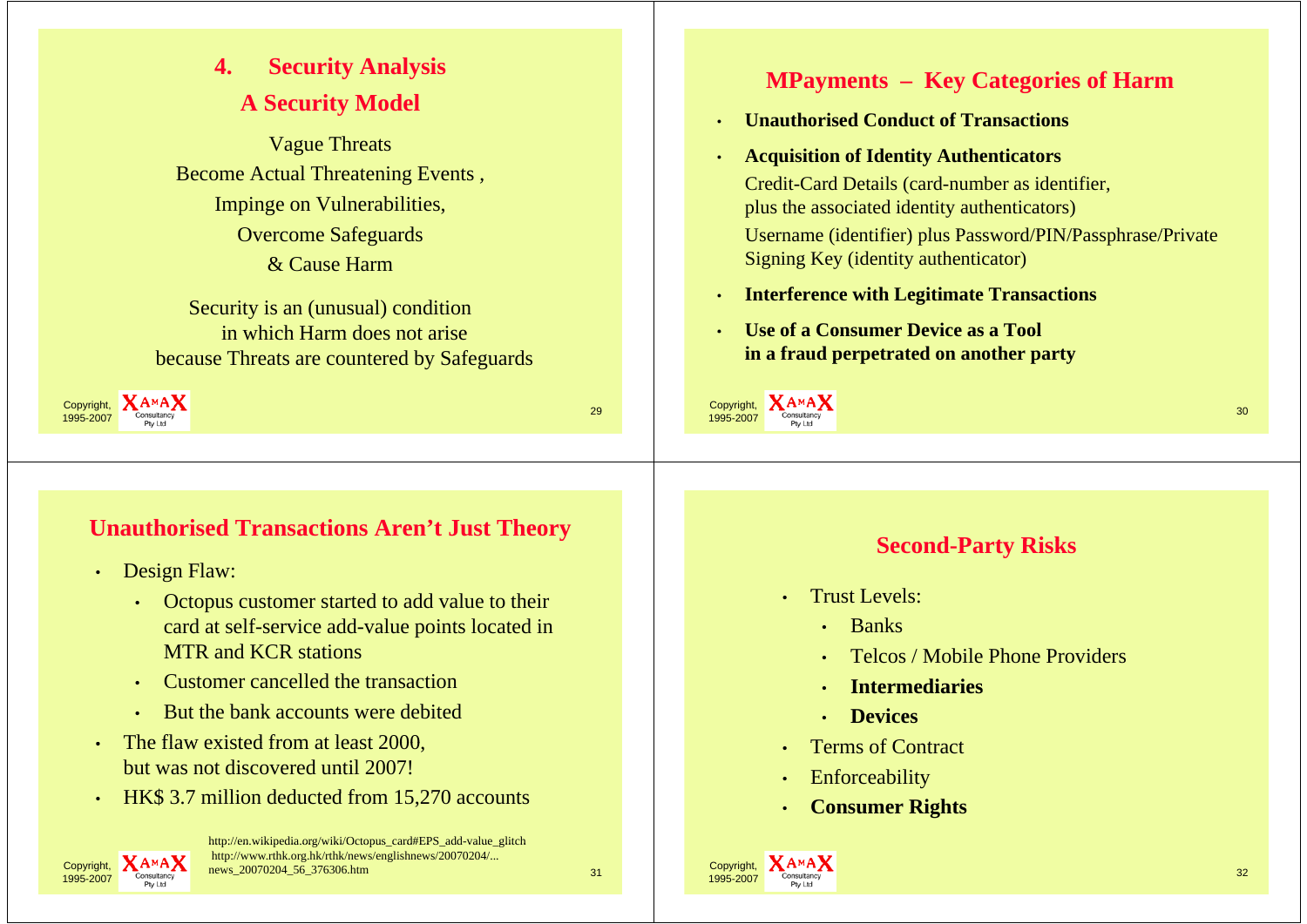## 4. Security Analysis
## A Security Model

Vague Threats
Become Actual Threatening Events ,
Impinge on Vulnerabilities,
Overcome Safeguards
& Cause Harm

Security is an (unusual) condition
in which Harm does not arise
because Threats are countered by Safeguards

## MPayments – Key Categories of Harm

- **Unauthorised Conduct of Transactions**
- **Acquisition of Identity Authenticators**
  Credit-Card Details (card-number as identifier, plus the associated identity authenticators)
  Username (identifier) plus Password/PIN/Passphrase/Private Signing Key (identity authenticator)
- **Interference with Legitimate Transactions**
- **Use of a Consumer Device as a Tool in a fraud perpetrated on another party**

## Unauthorised Transactions Aren't Just Theory

- Design Flaw:
  - Octopus customer started to add value to their card at self-service add-value points located in MTR and KCR stations
  - Customer cancelled the transaction
  - But the bank accounts were debited
- The flaw existed from at least 2000, but was not discovered until 2007!
- HK$ 3.7 million deducted from 15,270 accounts

http://en.wikipedia.org/wiki/Octopus_card#EPS_add-value_glitch
http://www.rthk.org.hk/rthk/news/englishnews/20070204/... news_20070204_56_376306.htm

## Second-Party Risks

- Trust Levels:
  - Banks
  - Telcos / Mobile Phone Providers
  - **Intermediaries**
  - **Devices**
- Terms of Contract
- Enforceability
- **Consumer Rights**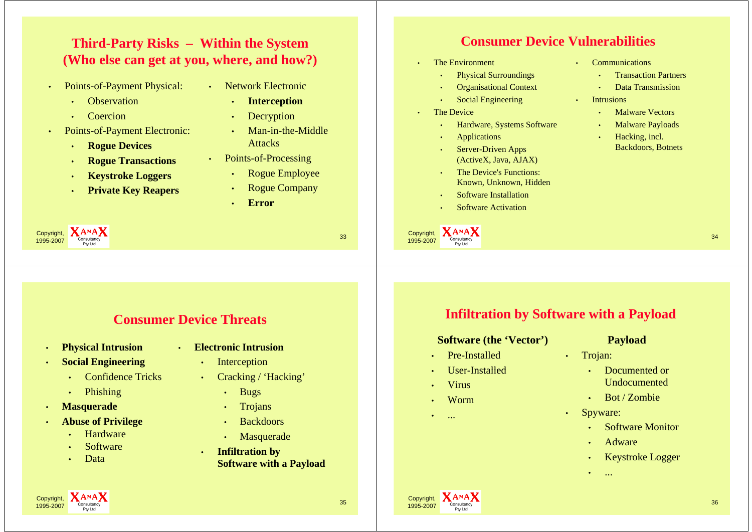## Third-Party Risks – Within the System (Who else can get at you, where, and how?)

- Points-of-Payment Physical:
  - Observation
  - Coercion
- Points-of-Payment Electronic:
  - **Rogue Devices**
  - **Rogue Transactions**
  - **Keystroke Loggers**
  - **Private Key Reapers**
- Network Electronic
  - **Interception**
  - Decryption
  - Man-in-the-Middle Attacks
- Points-of-Processing
  - Rogue Employee
  - Rogue Company
  - **Error**

## Consumer Device Vulnerabilities

- The Environment
  - Physical Surroundings
  - Organisational Context
  - Social Engineering
- The Device
  - Hardware, Systems Software
  - Applications
  - Server-Driven Apps (ActiveX, Java, AJAX)
  - The Device's Functions: Known, Unknown, Hidden
  - Software Installation
  - Software Activation
- Communications
  - Transaction Partners
  - Data Transmission
- Intrusions
  - Malware Vectors
  - Malware Payloads
  - Hacking, incl. Backdoors, Botnets

## Consumer Device Threats

- **Physical Intrusion**
- **Social Engineering**
  - Confidence Tricks
  - Phishing
- **Masquerade**
- **Abuse of Privilege**
  - Hardware
  - Software
  - Data
- **Electronic Intrusion**
  - Interception
  - Cracking / 'Hacking'
    - Bugs
    - Trojans
    - Backdoors
    - Masquerade
  - **Infiltration by Software with a Payload**

## Infiltration by Software with a Payload

### Software (the 'Vector')

- Pre-Installed
- User-Installed
- Virus
- Worm
- ...

### Payload

- Trojan:
  - Documented or Undocumented
  - Bot / Zombie
- Spyware:
  - Software Monitor
  - Adware
  - Keystroke Logger
  - ...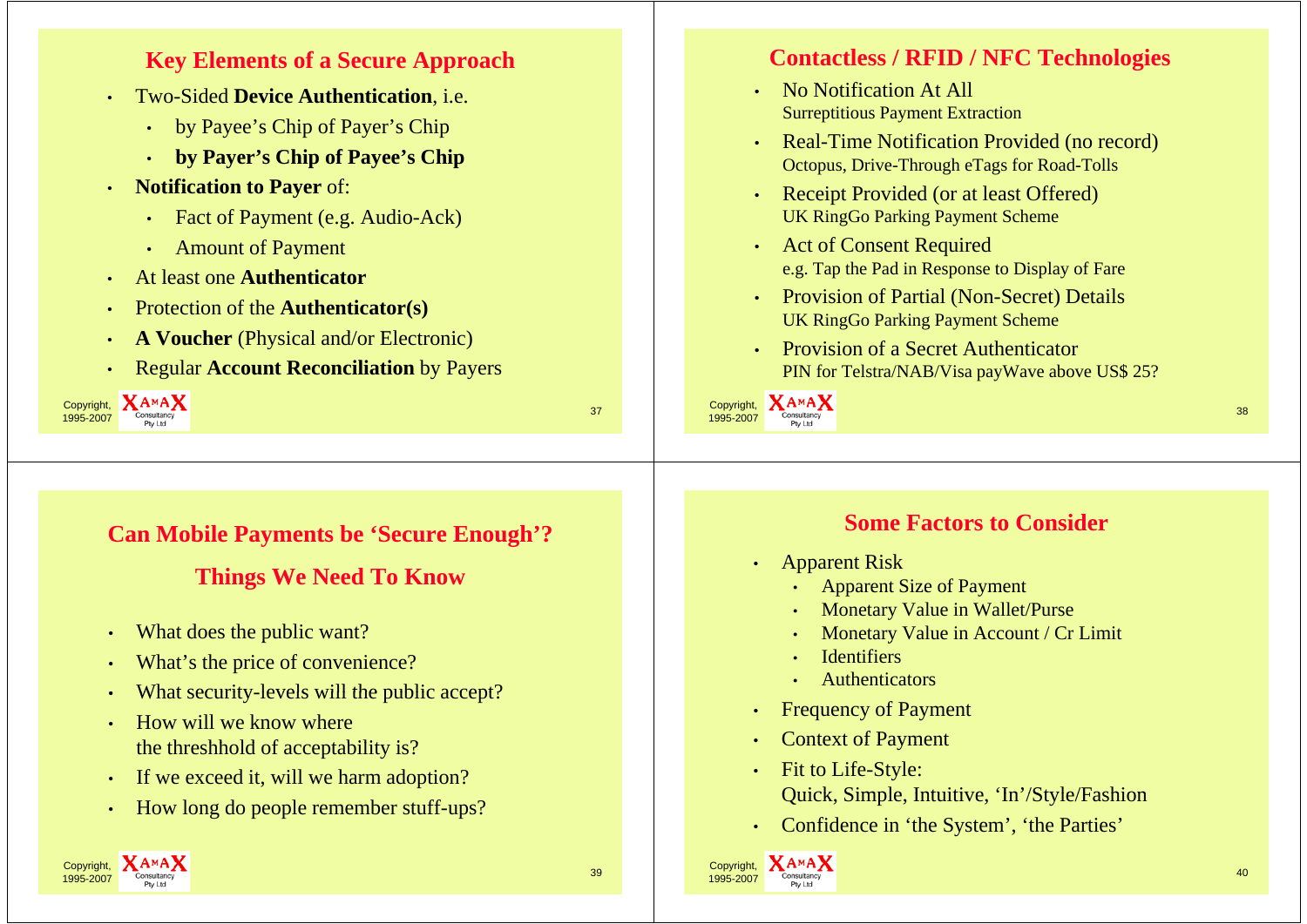## Key Elements of a Secure Approach

- Two-Sided **Device Authentication**, i.e.
  - by Payee's Chip of Payer's Chip
  - **by Payer's Chip of Payee's Chip**
- **Notification to Payer** of:
  - Fact of Payment (e.g. Audio-Ack)
  - Amount of Payment
- At least one **Authenticator**
- Protection of the **Authenticator(s)**
- **A Voucher** (Physical and/or Electronic)
- Regular **Account Reconciliation** by Payers

## Contactless / RFID / NFC Technologies

- No Notification At All
  Surreptitious Payment Extraction
- Real-Time Notification Provided (no record)
  Octopus, Drive-Through eTags for Road-Tolls
- Receipt Provided (or at least Offered)
  UK RingGo Parking Payment Scheme
- Act of Consent Required
  e.g. Tap the Pad in Response to Display of Fare
- Provision of Partial (Non-Secret) Details
  UK RingGo Parking Payment Scheme
- Provision of a Secret Authenticator
  PIN for Telstra/NAB/Visa payWave above US$ 25?

## Can Mobile Payments be 'Secure Enough'?

### Things We Need To Know

- What does the public want?
- What's the price of convenience?
- What security-levels will the public accept?
- How will we know where
  the threshhold of acceptability is?
- If we exceed it, will we harm adoption?
- How long do people remember stuff-ups?

## Some Factors to Consider

- Apparent Risk
  - Apparent Size of Payment
  - Monetary Value in Wallet/Purse
  - Monetary Value in Account / Cr Limit
  - Identifiers
  - Authenticators
- Frequency of Payment
- Context of Payment
- Fit to Life-Style:
  Quick, Simple, Intuitive, 'In'/Style/Fashion
- Confidence in 'the System', 'the Parties'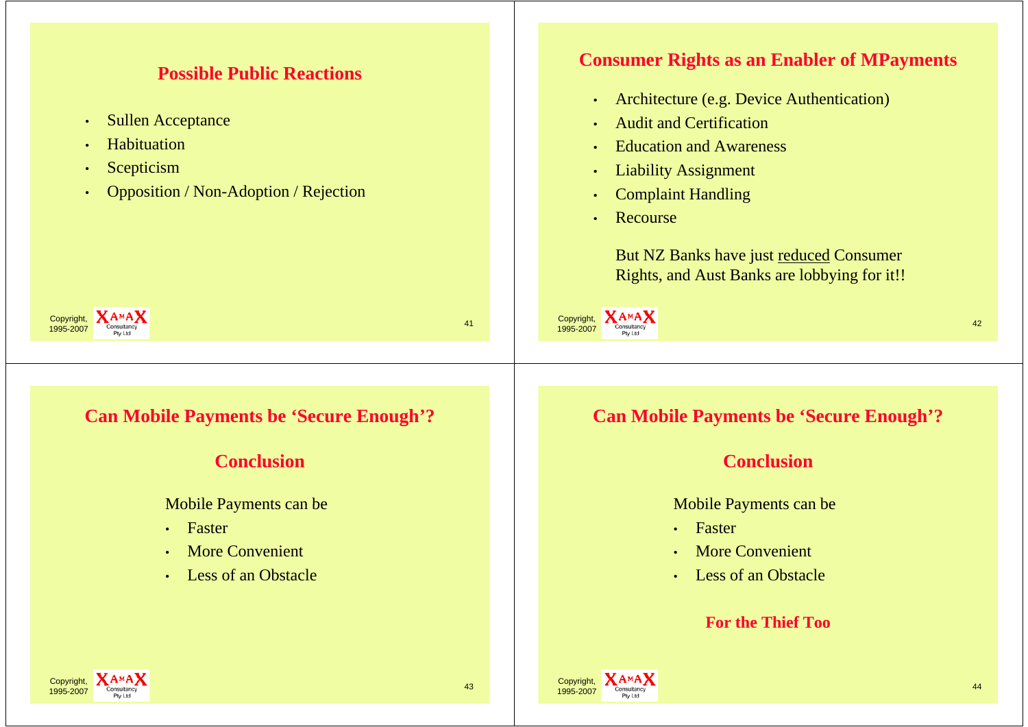## Possible Public Reactions

- Sullen Acceptance
- Habituation
- Scepticism
- Opposition / Non-Adoption / Rejection

## Consumer Rights as an Enabler of MPayments

- Architecture (e.g. Device Authentication)
- Audit and Certification
- Education and Awareness
- Liability Assignment
- Complaint Handling
- Recourse

But NZ Banks have just reduced Consumer Rights, and Aust Banks are lobbying for it!!

## Can Mobile Payments be 'Secure Enough'?

### Conclusion

Mobile Payments can be

- Faster
- More Convenient
- Less of an Obstacle

## Can Mobile Payments be 'Secure Enough'?

### Conclusion

Mobile Payments can be

- Faster
- More Convenient
- Less of an Obstacle

**For the Thief Too**